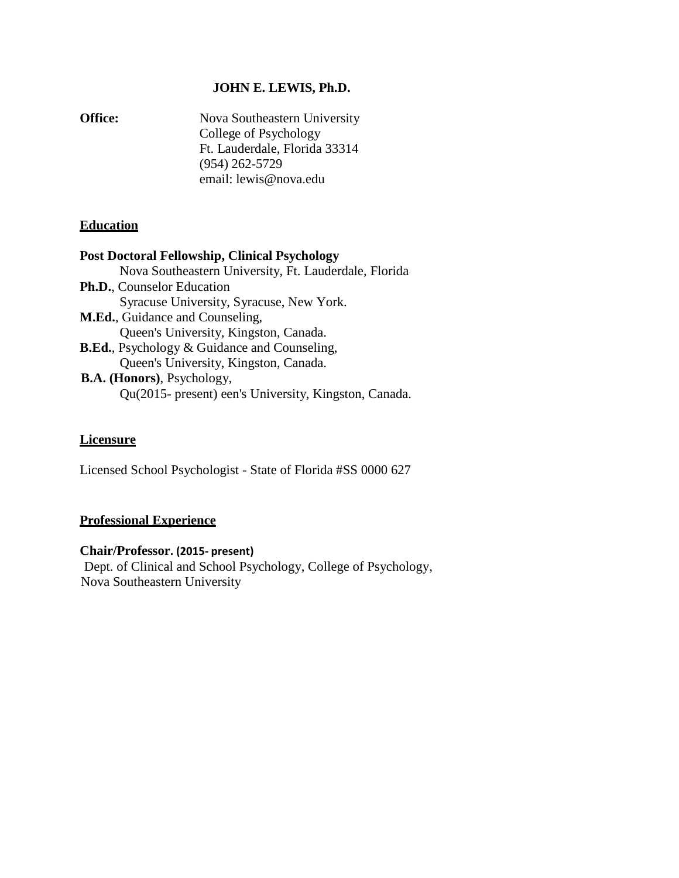**JOHN E. LEWIS, Ph.D.**

**Office:** Nova Southeastern University
College of Psychology
Ft. Lauderdale, Florida 33314
(954) 262-5729
email: lewis@nova.edu

## Education

**Post Doctoral Fellowship, Clinical Psychology**
Nova Southeastern University, Ft. Lauderdale, Florida

**Ph.D.**, Counselor Education
Syracuse University, Syracuse, New York.

**M.Ed.**, Guidance and Counseling,
Queen's University, Kingston, Canada.

**B.Ed.**, Psychology & Guidance and Counseling,
Queen's University, Kingston, Canada.

**B.A. (Honors)**, Psychology,
Qu(2015- present) een's University, Kingston, Canada.

## Licensure

Licensed School Psychologist - State of Florida #SS 0000 627

## Professional Experience

**Chair/Professor. (2015- present)**
Dept. of Clinical and School Psychology, College of Psychology,
Nova Southeastern University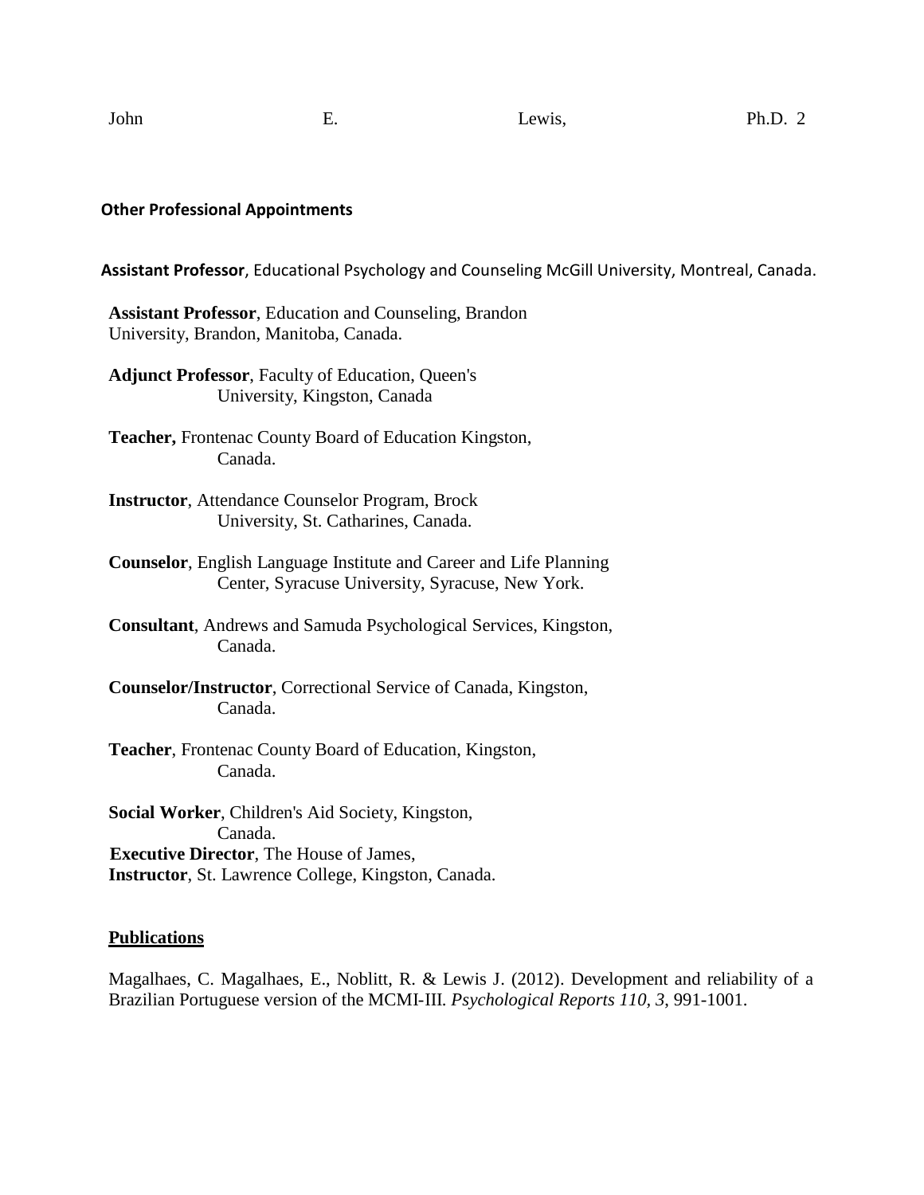### Other Professional Appointments

**Assistant Professor**, Educational Psychology and Counseling McGill University, Montreal, Canada.

**Assistant Professor**, Education and Counseling, Brandon University, Brandon, Manitoba, Canada.

**Adjunct Professor**, Faculty of Education, Queen's University, Kingston, Canada

**Teacher,** Frontenac County Board of Education Kingston, Canada.

**Instructor**, Attendance Counselor Program, Brock University, St. Catharines, Canada.

**Counselor**, English Language Institute and Career and Life Planning Center, Syracuse University, Syracuse, New York.

**Consultant**, Andrews and Samuda Psychological Services, Kingston, Canada.

**Counselor/Instructor**, Correctional Service of Canada, Kingston, Canada.

**Teacher**, Frontenac County Board of Education, Kingston, Canada.

**Social Worker**, Children's Aid Society, Kingston, Canada.
**Executive Director**, The House of James,
**Instructor**, St. Lawrence College, Kingston, Canada.

## Publications

Magalhaes, C. Magalhaes, E., Noblitt, R. & Lewis J. (2012). Development and reliability of a Brazilian Portuguese version of the MCMI-III. *Psychological Reports 110*, *3*, 991-1001.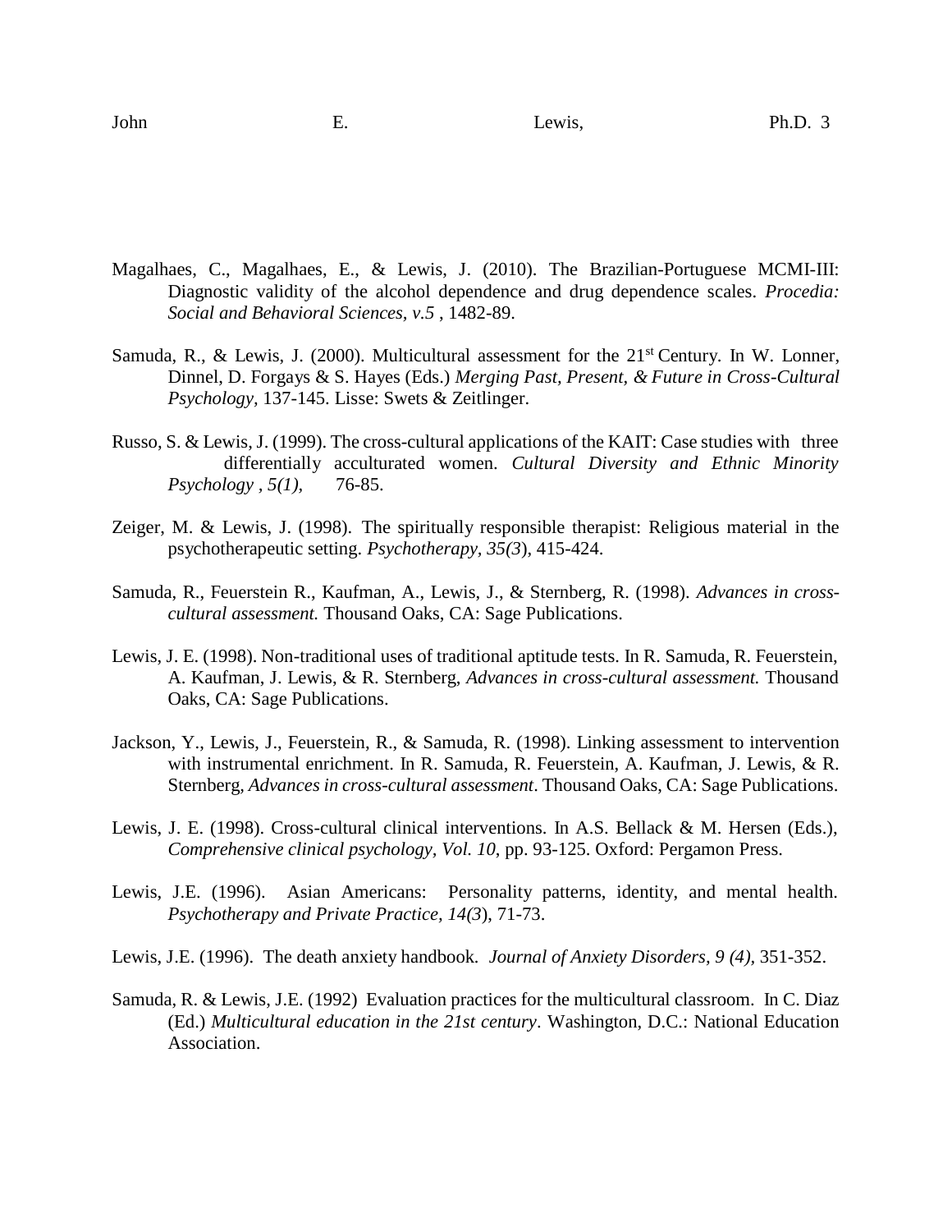Magalhaes, C., Magalhaes, E., & Lewis, J. (2010). The Brazilian-Portuguese MCMI-III: Diagnostic validity of the alcohol dependence and drug dependence scales. *Procedia: Social and Behavioral Sciences, v.5* , 1482-89.

Samuda, R., & Lewis, J. (2000). Multicultural assessment for the 21st Century. In W. Lonner, Dinnel, D. Forgays & S. Hayes (Eds.) *Merging Past, Present, & Future in Cross-Cultural Psychology,* 137-145. Lisse: Swets & Zeitlinger.

Russo, S. & Lewis, J. (1999). The cross-cultural applications of the KAIT: Case studies with three differentially acculturated women. *Cultural Diversity and Ethnic Minority Psychology , 5(1),* 76-85.

Zeiger, M. & Lewis, J. (1998). The spiritually responsible therapist: Religious material in the psychotherapeutic setting. *Psychotherapy, 35(3*), 415-424.

Samuda, R., Feuerstein R., Kaufman, A., Lewis, J., & Sternberg, R. (1998). *Advances in cross-cultural assessment.* Thousand Oaks, CA: Sage Publications.

Lewis, J. E. (1998). Non-traditional uses of traditional aptitude tests. In R. Samuda, R. Feuerstein, A. Kaufman, J. Lewis, & R. Sternberg, *Advances in cross-cultural assessment.* Thousand Oaks, CA: Sage Publications.

Jackson, Y., Lewis, J., Feuerstein, R., & Samuda, R. (1998). Linking assessment to intervention with instrumental enrichment. In R. Samuda, R. Feuerstein, A. Kaufman, J. Lewis, & R. Sternberg, *Advances in cross-cultural assessment*. Thousand Oaks, CA: Sage Publications.

Lewis, J. E. (1998). Cross-cultural clinical interventions. In A.S. Bellack & M. Hersen (Eds.), *Comprehensive clinical psychology, Vol. 10*, pp. 93-125. Oxford: Pergamon Press.

Lewis, J.E. (1996). Asian Americans: Personality patterns, identity, and mental health. *Psychotherapy and Private Practice, 14(3*), 71-73.

Lewis, J.E. (1996). The death anxiety handbook. *Journal of Anxiety Disorders, 9 (4),* 351-352.

Samuda, R. & Lewis, J.E. (1992) Evaluation practices for the multicultural classroom. In C. Diaz (Ed.) *Multicultural education in the 21st century*. Washington, D.C.: National Education Association.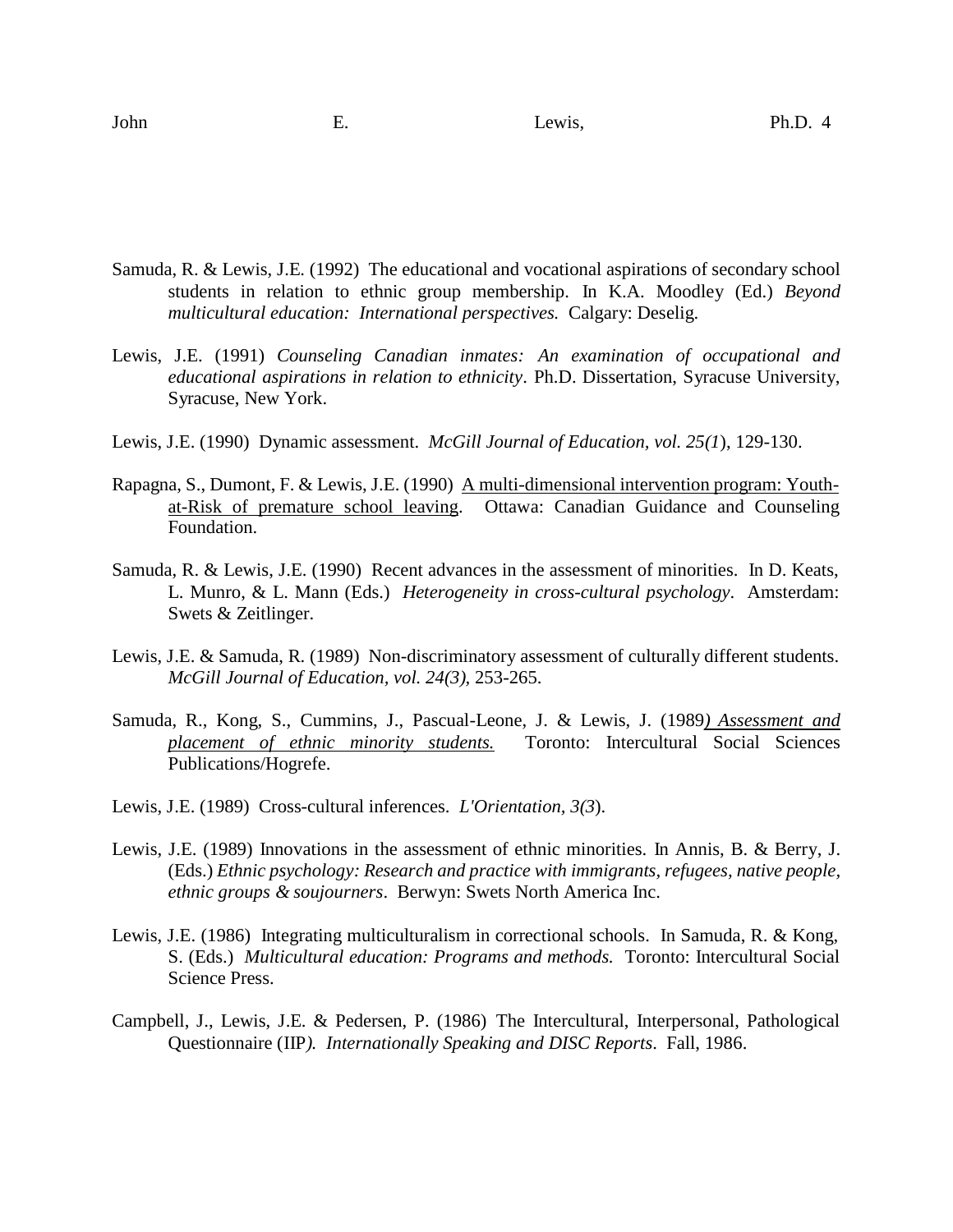Samuda, R. & Lewis, J.E. (1992) The educational and vocational aspirations of secondary school students in relation to ethnic group membership. In K.A. Moodley (Ed.) *Beyond multicultural education: International perspectives.* Calgary: Deselig.

Lewis, J.E. (1991) *Counseling Canadian inmates: An examination of occupational and educational aspirations in relation to ethnicity*. Ph.D. Dissertation, Syracuse University, Syracuse, New York.

Lewis, J.E. (1990) Dynamic assessment. *McGill Journal of Education, vol. 25(1*), 129-130.

Rapagna, S., Dumont, F. & Lewis, J.E. (1990) <u>A multi-dimensional intervention program: Youth-at-Risk of premature school leaving</u>. Ottawa: Canadian Guidance and Counseling Foundation.

Samuda, R. & Lewis, J.E. (1990) Recent advances in the assessment of minorities. In D. Keats, L. Munro, & L. Mann (Eds.) *Heterogeneity in cross-cultural psychology*. Amsterdam: Swets & Zeitlinger.

Lewis, J.E. & Samuda, R. (1989) Non-discriminatory assessment of culturally different students. *McGill Journal of Education, vol. 24(3),* 253-265.

Samuda, R., Kong, S., Cummins, J., Pascual-Leone, J. & Lewis, J. (1989*) <u>Assessment and placement of ethnic minority students.</u>* Toronto: Intercultural Social Sciences Publications/Hogrefe.

Lewis, J.E. (1989) Cross-cultural inferences. *L'Orientation, 3(3*).

Lewis, J.E. (1989) Innovations in the assessment of ethnic minorities. In Annis, B. & Berry, J. (Eds.) *Ethnic psychology: Research and practice with immigrants, refugees, native people, ethnic groups & soujourners*. Berwyn: Swets North America Inc.

Lewis, J.E. (1986) Integrating multiculturalism in correctional schools. In Samuda, R. & Kong, S. (Eds.) *Multicultural education: Programs and methods.* Toronto: Intercultural Social Science Press.

Campbell, J., Lewis, J.E. & Pedersen, P. (1986) The Intercultural, Interpersonal, Pathological Questionnaire (IIP*). Internationally Speaking and DISC Reports*. Fall, 1986.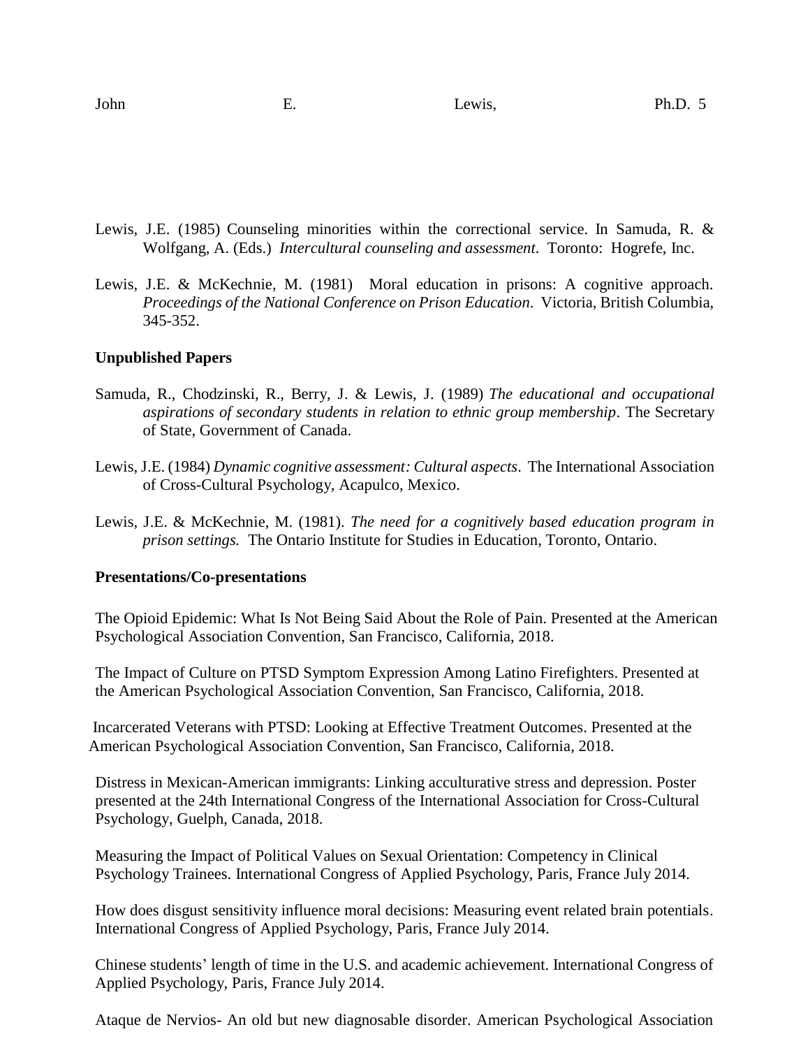Lewis, J.E. (1985) Counseling minorities within the correctional service. In Samuda, R. & Wolfgang, A. (Eds.) *Intercultural counseling and assessment*. Toronto: Hogrefe, Inc.

Lewis, J.E. & McKechnie, M. (1981) Moral education in prisons: A cognitive approach. *Proceedings of the National Conference on Prison Education*. Victoria, British Columbia, 345-352.

**Unpublished Papers**

Samuda, R., Chodzinski, R., Berry, J. & Lewis, J. (1989) *The educational and occupational aspirations of secondary students in relation to ethnic group membership*. The Secretary of State, Government of Canada.

Lewis, J.E. (1984) *Dynamic cognitive assessment: Cultural aspects*. The International Association of Cross-Cultural Psychology, Acapulco, Mexico.

Lewis, J.E. & McKechnie, M. (1981). *The need for a cognitively based education program in prison settings.* The Ontario Institute for Studies in Education, Toronto, Ontario.

**Presentations/Co-presentations**

The Opioid Epidemic: What Is Not Being Said About the Role of Pain. Presented at the American Psychological Association Convention, San Francisco, California, 2018.

The Impact of Culture on PTSD Symptom Expression Among Latino Firefighters. Presented at the American Psychological Association Convention, San Francisco, California, 2018.

Incarcerated Veterans with PTSD: Looking at Effective Treatment Outcomes. Presented at the American Psychological Association Convention, San Francisco, California, 2018.

Distress in Mexican-American immigrants: Linking acculturative stress and depression. Poster presented at the 24th International Congress of the International Association for Cross-Cultural Psychology, Guelph, Canada, 2018.

Measuring the Impact of Political Values on Sexual Orientation: Competency in Clinical Psychology Trainees. International Congress of Applied Psychology, Paris, France July 2014.

How does disgust sensitivity influence moral decisions: Measuring event related brain potentials. International Congress of Applied Psychology, Paris, France July 2014.

Chinese students' length of time in the U.S. and academic achievement. International Congress of Applied Psychology, Paris, France July 2014.

Ataque de Nervios- An old but new diagnosable disorder. American Psychological Association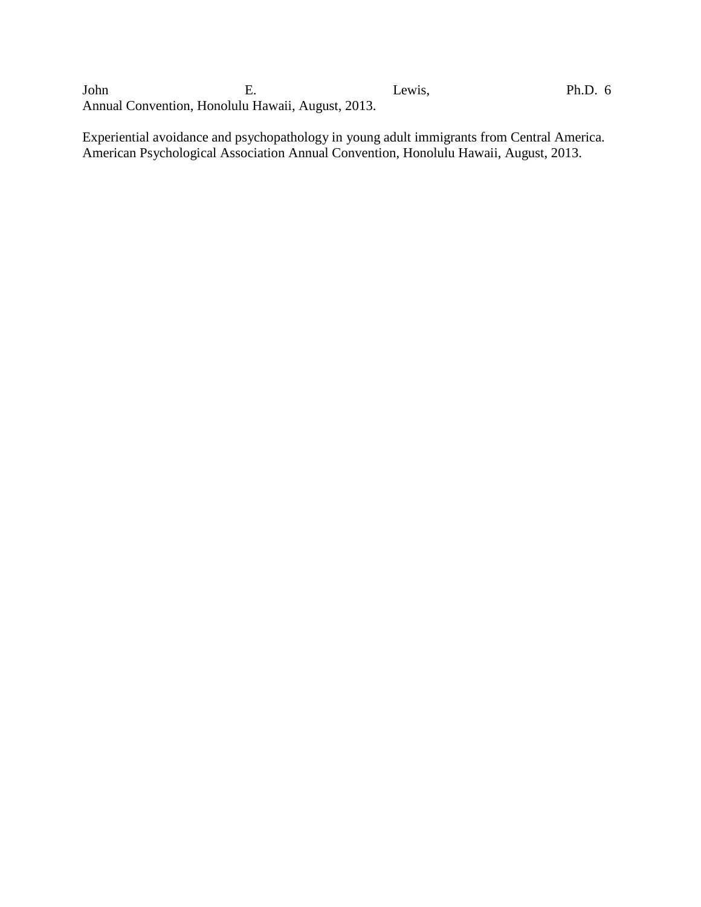Annual Convention, Honolulu Hawaii, August, 2013.

Experiential avoidance and psychopathology in young adult immigrants from Central America. American Psychological Association Annual Convention, Honolulu Hawaii, August, 2013.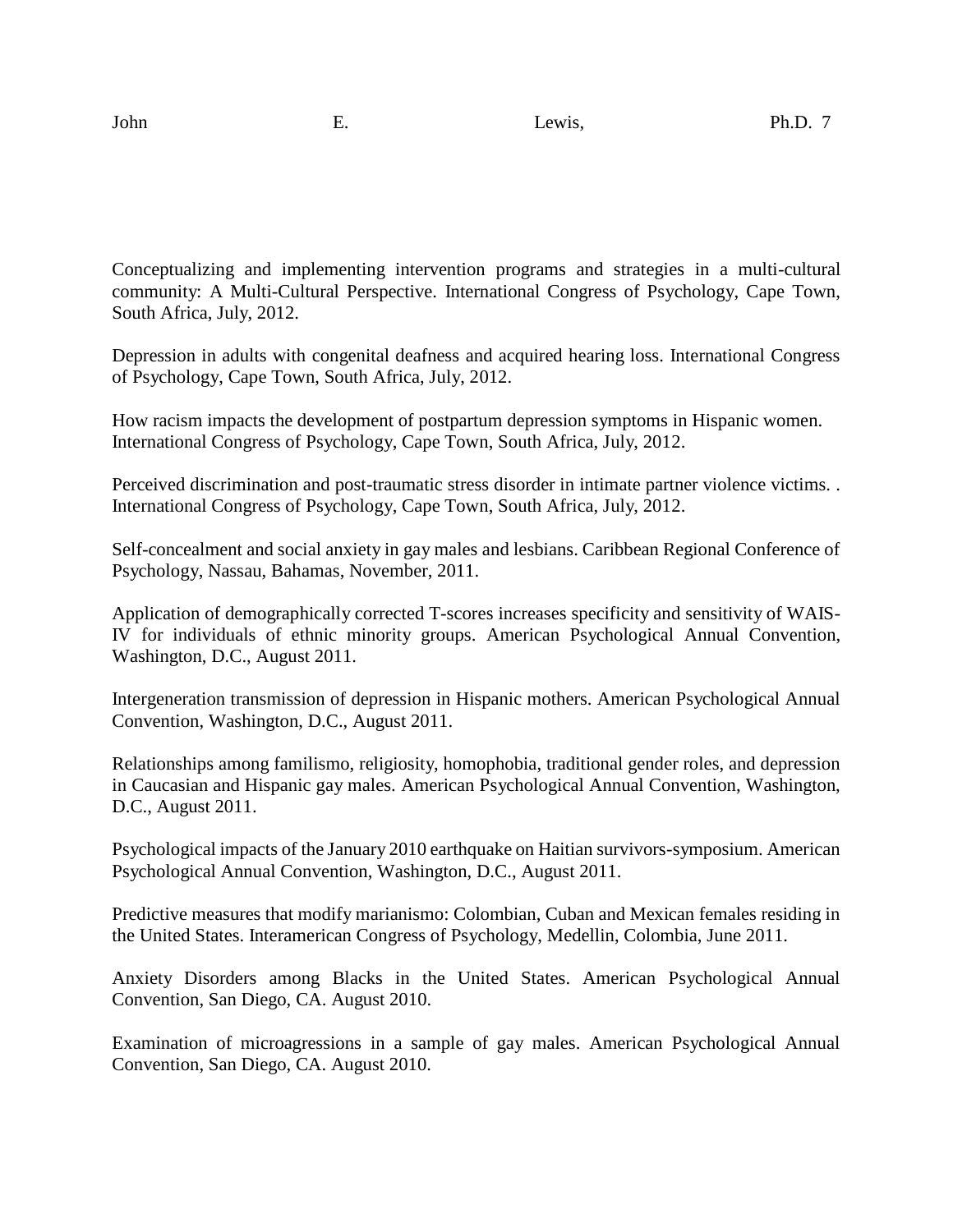Conceptualizing and implementing intervention programs and strategies in a multi-cultural community: A Multi-Cultural Perspective. International Congress of Psychology, Cape Town, South Africa, July, 2012.

Depression in adults with congenital deafness and acquired hearing loss. International Congress of Psychology, Cape Town, South Africa, July, 2012.

How racism impacts the development of postpartum depression symptoms in Hispanic women. International Congress of Psychology, Cape Town, South Africa, July, 2012.

Perceived discrimination and post-traumatic stress disorder in intimate partner violence victims. . International Congress of Psychology, Cape Town, South Africa, July, 2012.

Self-concealment and social anxiety in gay males and lesbians. Caribbean Regional Conference of Psychology, Nassau, Bahamas, November, 2011.

Application of demographically corrected T-scores increases specificity and sensitivity of WAIS-IV for individuals of ethnic minority groups. American Psychological Annual Convention, Washington, D.C., August 2011.

Intergeneration transmission of depression in Hispanic mothers. American Psychological Annual Convention, Washington, D.C., August 2011.

Relationships among familismo, religiosity, homophobia, traditional gender roles, and depression in Caucasian and Hispanic gay males. American Psychological Annual Convention, Washington, D.C., August 2011.

Psychological impacts of the January 2010 earthquake on Haitian survivors-symposium. American Psychological Annual Convention, Washington, D.C., August 2011.

Predictive measures that modify marianismo: Colombian, Cuban and Mexican females residing in the United States. Interamerican Congress of Psychology, Medellin, Colombia, June 2011.

Anxiety Disorders among Blacks in the United States. American Psychological Annual Convention, San Diego, CA. August 2010.

Examination of microagressions in a sample of gay males. American Psychological Annual Convention, San Diego, CA. August 2010.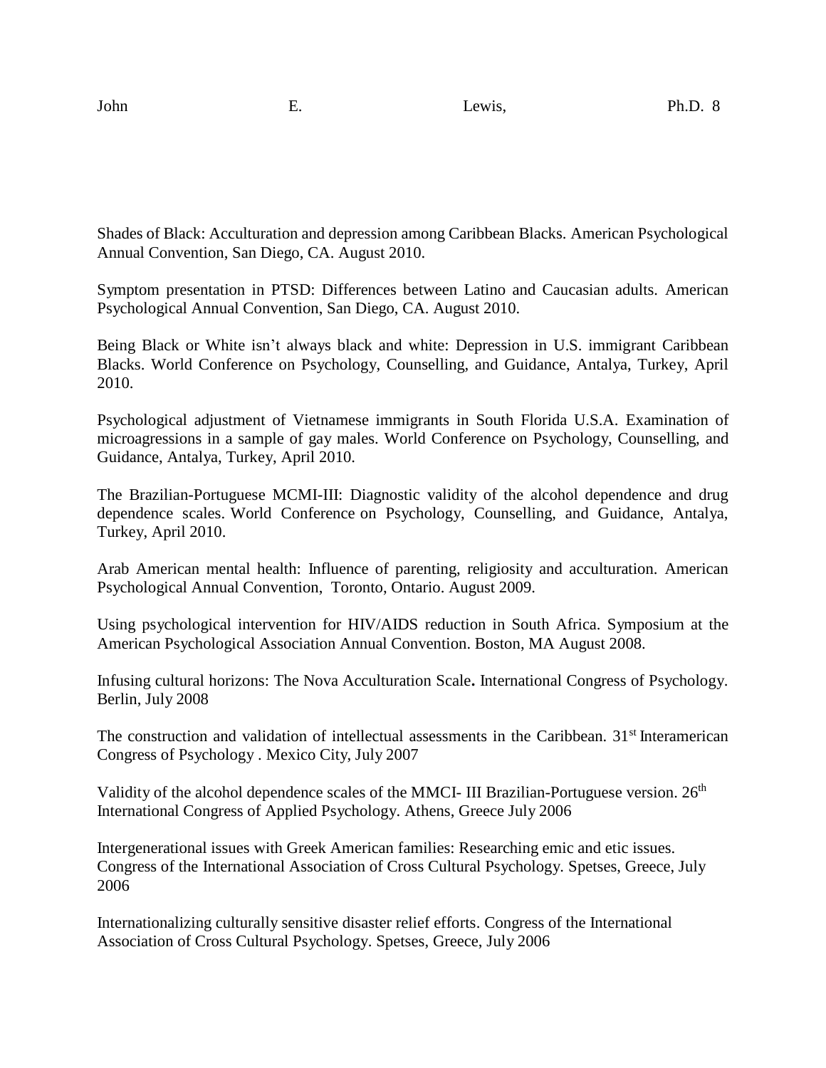Shades of Black: Acculturation and depression among Caribbean Blacks. American Psychological Annual Convention, San Diego, CA. August 2010.

Symptom presentation in PTSD: Differences between Latino and Caucasian adults. American Psychological Annual Convention, San Diego, CA. August 2010.

Being Black or White isn't always black and white: Depression in U.S. immigrant Caribbean Blacks. World Conference on Psychology, Counselling, and Guidance, Antalya, Turkey, April 2010.

Psychological adjustment of Vietnamese immigrants in South Florida U.S.A. Examination of microagressions in a sample of gay males. World Conference on Psychology, Counselling, and Guidance, Antalya, Turkey, April 2010.

The Brazilian-Portuguese MCMI-III: Diagnostic validity of the alcohol dependence and drug dependence scales. World Conference on Psychology, Counselling, and Guidance, Antalya, Turkey, April 2010.

Arab American mental health: Influence of parenting, religiosity and acculturation. American Psychological Annual Convention, Toronto, Ontario. August 2009.

Using psychological intervention for HIV/AIDS reduction in South Africa. Symposium at the American Psychological Association Annual Convention. Boston, MA August 2008.

Infusing cultural horizons: The Nova Acculturation Scale**.** International Congress of Psychology. Berlin, July 2008

The construction and validation of intellectual assessments in the Caribbean. 31st Interamerican Congress of Psychology . Mexico City, July 2007

Validity of the alcohol dependence scales of the MMCI- III Brazilian-Portuguese version. 26th International Congress of Applied Psychology. Athens, Greece July 2006

Intergenerational issues with Greek American families: Researching emic and etic issues. Congress of the International Association of Cross Cultural Psychology. Spetses, Greece, July 2006

Internationalizing culturally sensitive disaster relief efforts. Congress of the International Association of Cross Cultural Psychology. Spetses, Greece, July 2006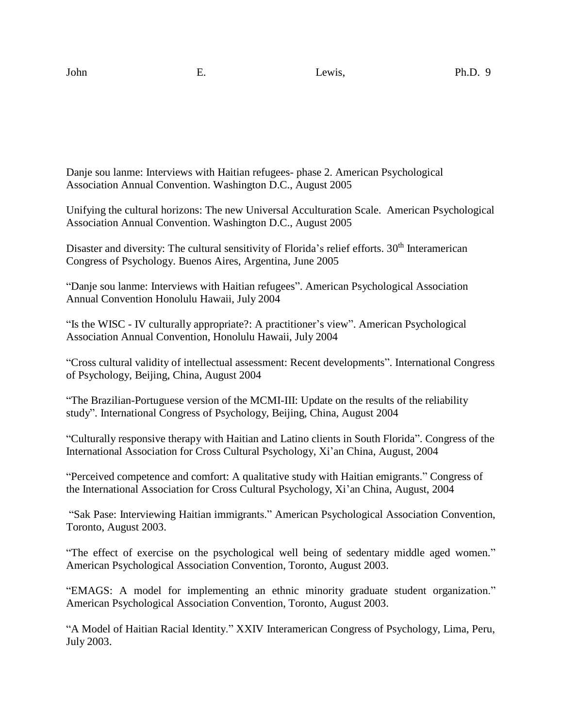Danje sou lanme: Interviews with Haitian refugees- phase 2. American Psychological Association Annual Convention. Washington D.C., August 2005

Unifying the cultural horizons: The new Universal Acculturation Scale. American Psychological Association Annual Convention. Washington D.C., August 2005

Disaster and diversity: The cultural sensitivity of Florida's relief efforts. 30th Interamerican Congress of Psychology. Buenos Aires, Argentina, June 2005

"Danje sou lanme: Interviews with Haitian refugees". American Psychological Association Annual Convention Honolulu Hawaii, July 2004

"Is the WISC - IV culturally appropriate?: A practitioner's view". American Psychological Association Annual Convention, Honolulu Hawaii, July 2004

"Cross cultural validity of intellectual assessment: Recent developments". International Congress of Psychology, Beijing, China, August 2004

"The Brazilian-Portuguese version of the MCMI-III: Update on the results of the reliability study". International Congress of Psychology, Beijing, China, August 2004

"Culturally responsive therapy with Haitian and Latino clients in South Florida". Congress of the International Association for Cross Cultural Psychology, Xi'an China, August, 2004

"Perceived competence and comfort: A qualitative study with Haitian emigrants." Congress of the International Association for Cross Cultural Psychology, Xi'an China, August, 2004

"Sak Pase: Interviewing Haitian immigrants." American Psychological Association Convention, Toronto, August 2003.

"The effect of exercise on the psychological well being of sedentary middle aged women." American Psychological Association Convention, Toronto, August 2003.

"EMAGS: A model for implementing an ethnic minority graduate student organization." American Psychological Association Convention, Toronto, August 2003.

"A Model of Haitian Racial Identity." XXIV Interamerican Congress of Psychology, Lima, Peru, July 2003.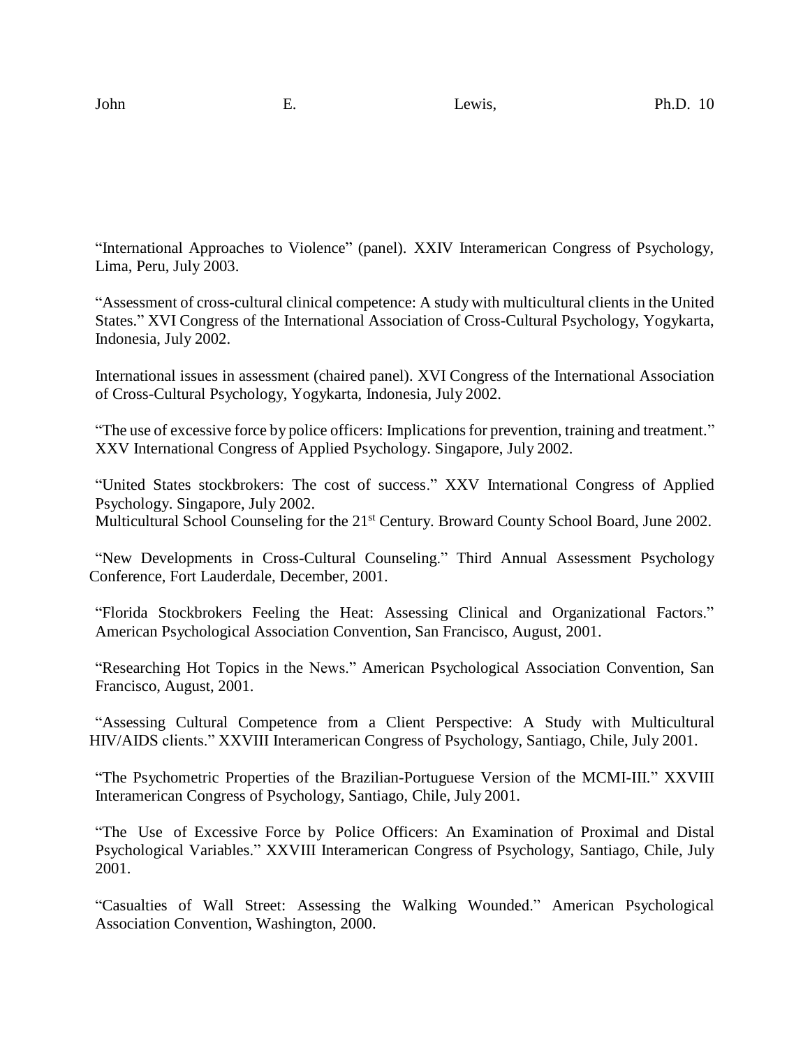"International Approaches to Violence" (panel). XXIV Interamerican Congress of Psychology, Lima, Peru, July 2003.

"Assessment of cross-cultural clinical competence: A study with multicultural clients in the United States." XVI Congress of the International Association of Cross-Cultural Psychology, Yogykarta, Indonesia, July 2002.

International issues in assessment (chaired panel). XVI Congress of the International Association of Cross-Cultural Psychology, Yogykarta, Indonesia, July 2002.

"The use of excessive force by police officers: Implications for prevention, training and treatment." XXV International Congress of Applied Psychology. Singapore, July 2002.

"United States stockbrokers: The cost of success." XXV International Congress of Applied Psychology. Singapore, July 2002.

Multicultural School Counseling for the 21st Century. Broward County School Board, June 2002.

"New Developments in Cross-Cultural Counseling." Third Annual Assessment Psychology Conference, Fort Lauderdale, December, 2001.

"Florida Stockbrokers Feeling the Heat: Assessing Clinical and Organizational Factors." American Psychological Association Convention, San Francisco, August, 2001.

"Researching Hot Topics in the News." American Psychological Association Convention, San Francisco, August, 2001.

"Assessing Cultural Competence from a Client Perspective: A Study with Multicultural HIV/AIDS clients." XXVIII Interamerican Congress of Psychology, Santiago, Chile, July 2001.

"The Psychometric Properties of the Brazilian-Portuguese Version of the MCMI-III." XXVIII Interamerican Congress of Psychology, Santiago, Chile, July 2001.

"The Use of Excessive Force by Police Officers: An Examination of Proximal and Distal Psychological Variables." XXVIII Interamerican Congress of Psychology, Santiago, Chile, July 2001.

"Casualties of Wall Street: Assessing the Walking Wounded." American Psychological Association Convention, Washington, 2000.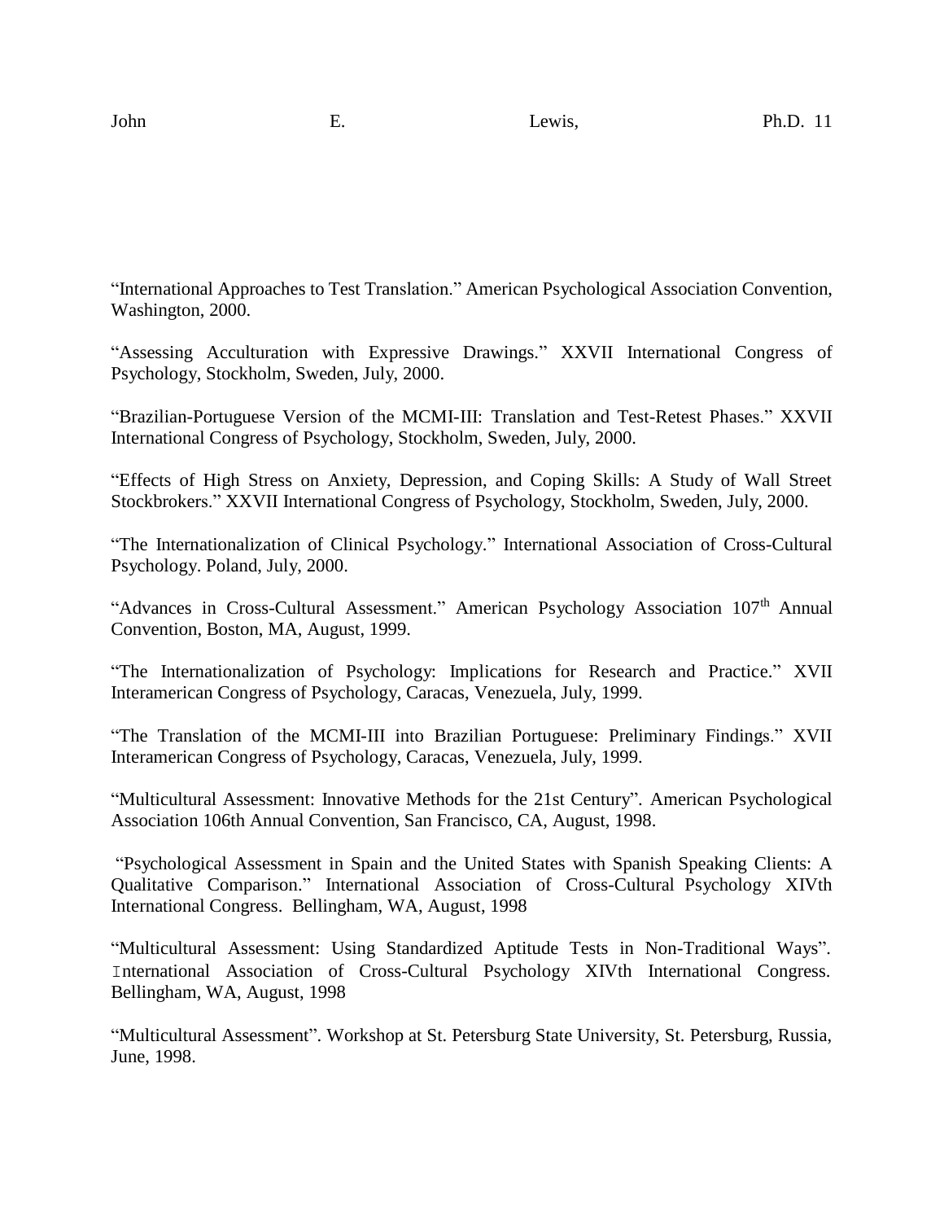"International Approaches to Test Translation." American Psychological Association Convention, Washington, 2000.

"Assessing Acculturation with Expressive Drawings." XXVII International Congress of Psychology, Stockholm, Sweden, July, 2000.

"Brazilian-Portuguese Version of the MCMI-III: Translation and Test-Retest Phases." XXVII International Congress of Psychology, Stockholm, Sweden, July, 2000.

"Effects of High Stress on Anxiety, Depression, and Coping Skills: A Study of Wall Street Stockbrokers." XXVII International Congress of Psychology, Stockholm, Sweden, July, 2000.

"The Internationalization of Clinical Psychology." International Association of Cross-Cultural Psychology. Poland, July, 2000.

"Advances in Cross-Cultural Assessment." American Psychology Association 107th Annual Convention, Boston, MA, August, 1999.

"The Internationalization of Psychology: Implications for Research and Practice." XVII Interamerican Congress of Psychology, Caracas, Venezuela, July, 1999.

"The Translation of the MCMI-III into Brazilian Portuguese: Preliminary Findings." XVII Interamerican Congress of Psychology, Caracas, Venezuela, July, 1999.

"Multicultural Assessment: Innovative Methods for the 21st Century". American Psychological Association 106th Annual Convention, San Francisco, CA, August, 1998.

"Psychological Assessment in Spain and the United States with Spanish Speaking Clients: A Qualitative Comparison." International Association of Cross-Cultural Psychology XIVth International Congress. Bellingham, WA, August, 1998

"Multicultural Assessment: Using Standardized Aptitude Tests in Non-Traditional Ways". International Association of Cross-Cultural Psychology XIVth International Congress. Bellingham, WA, August, 1998

"Multicultural Assessment". Workshop at St. Petersburg State University, St. Petersburg, Russia, June, 1998.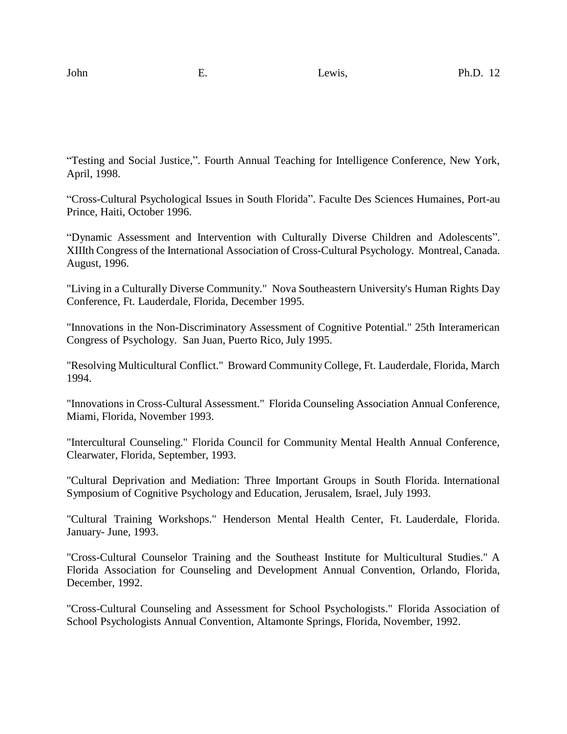“Testing and Social Justice,”. Fourth Annual Teaching for Intelligence Conference, New York, April, 1998.

“Cross-Cultural Psychological Issues in South Florida”. Faculte Des Sciences Humaines, Port-au Prince, Haiti, October 1996.

“Dynamic Assessment and Intervention with Culturally Diverse Children and Adolescents”. XIIIth Congress of the International Association of Cross-Cultural Psychology. Montreal, Canada. August, 1996.

"Living in a Culturally Diverse Community." Nova Southeastern University's Human Rights Day Conference, Ft. Lauderdale, Florida, December 1995.

"Innovations in the Non-Discriminatory Assessment of Cognitive Potential." 25th Interamerican Congress of Psychology. San Juan, Puerto Rico, July 1995.

"Resolving Multicultural Conflict." Broward Community College, Ft. Lauderdale, Florida, March 1994.

"Innovations in Cross-Cultural Assessment." Florida Counseling Association Annual Conference, Miami, Florida, November 1993.

"Intercultural Counseling." Florida Council for Community Mental Health Annual Conference, Clearwater, Florida, September, 1993.

"Cultural Deprivation and Mediation: Three Important Groups in South Florida. International Symposium of Cognitive Psychology and Education, Jerusalem, Israel, July 1993.

"Cultural Training Workshops." Henderson Mental Health Center, Ft. Lauderdale, Florida. January- June, 1993.

"Cross-Cultural Counselor Training and the Southeast Institute for Multicultural Studies." A Florida Association for Counseling and Development Annual Convention, Orlando, Florida, December, 1992.

"Cross-Cultural Counseling and Assessment for School Psychologists." Florida Association of School Psychologists Annual Convention, Altamonte Springs, Florida, November, 1992.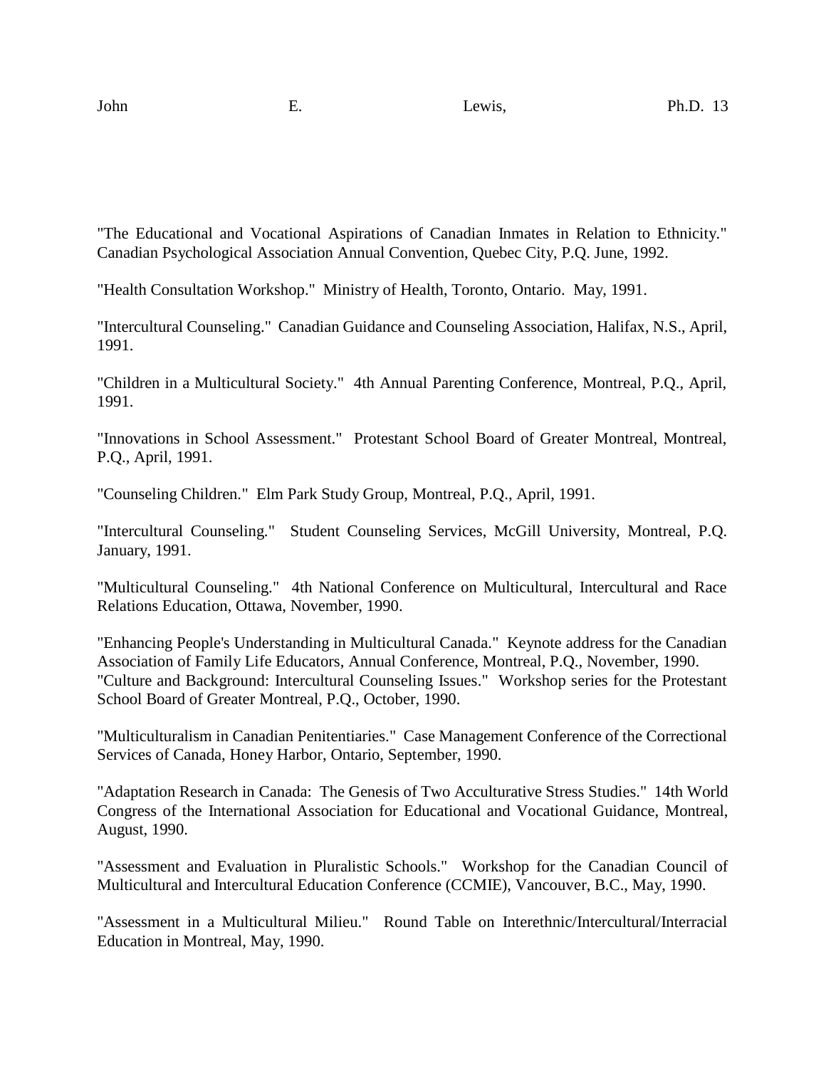"The Educational and Vocational Aspirations of Canadian Inmates in Relation to Ethnicity." Canadian Psychological Association Annual Convention, Quebec City, P.Q. June, 1992.

"Health Consultation Workshop." Ministry of Health, Toronto, Ontario. May, 1991.

"Intercultural Counseling." Canadian Guidance and Counseling Association, Halifax, N.S., April, 1991.

"Children in a Multicultural Society." 4th Annual Parenting Conference, Montreal, P.Q., April, 1991.

"Innovations in School Assessment." Protestant School Board of Greater Montreal, Montreal, P.Q., April, 1991.

"Counseling Children." Elm Park Study Group, Montreal, P.Q., April, 1991.

"Intercultural Counseling." Student Counseling Services, McGill University, Montreal, P.Q. January, 1991.

"Multicultural Counseling." 4th National Conference on Multicultural, Intercultural and Race Relations Education, Ottawa, November, 1990.

"Enhancing People's Understanding in Multicultural Canada." Keynote address for the Canadian Association of Family Life Educators, Annual Conference, Montreal, P.Q., November, 1990.

"Culture and Background: Intercultural Counseling Issues." Workshop series for the Protestant School Board of Greater Montreal, P.Q., October, 1990.

"Multiculturalism in Canadian Penitentiaries." Case Management Conference of the Correctional Services of Canada, Honey Harbor, Ontario, September, 1990.

"Adaptation Research in Canada: The Genesis of Two Acculturative Stress Studies." 14th World Congress of the International Association for Educational and Vocational Guidance, Montreal, August, 1990.

"Assessment and Evaluation in Pluralistic Schools." Workshop for the Canadian Council of Multicultural and Intercultural Education Conference (CCMIE), Vancouver, B.C., May, 1990.

"Assessment in a Multicultural Milieu." Round Table on Interethnic/Intercultural/Interracial Education in Montreal, May, 1990.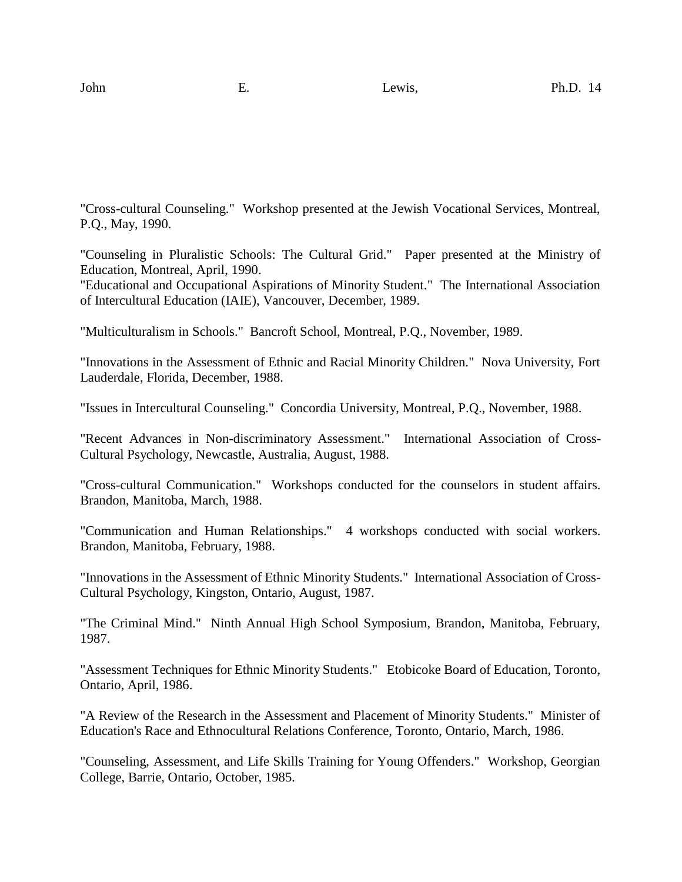"Cross-cultural Counseling." Workshop presented at the Jewish Vocational Services, Montreal, P.Q., May, 1990.

"Counseling in Pluralistic Schools: The Cultural Grid." Paper presented at the Ministry of Education, Montreal, April, 1990.
"Educational and Occupational Aspirations of Minority Student." The International Association of Intercultural Education (IAIE), Vancouver, December, 1989.

"Multiculturalism in Schools." Bancroft School, Montreal, P.Q., November, 1989.

"Innovations in the Assessment of Ethnic and Racial Minority Children." Nova University, Fort Lauderdale, Florida, December, 1988.

"Issues in Intercultural Counseling." Concordia University, Montreal, P.Q., November, 1988.

"Recent Advances in Non-discriminatory Assessment." International Association of Cross-Cultural Psychology, Newcastle, Australia, August, 1988.

"Cross-cultural Communication." Workshops conducted for the counselors in student affairs. Brandon, Manitoba, March, 1988.

"Communication and Human Relationships." 4 workshops conducted with social workers. Brandon, Manitoba, February, 1988.

"Innovations in the Assessment of Ethnic Minority Students." International Association of Cross-Cultural Psychology, Kingston, Ontario, August, 1987.

"The Criminal Mind." Ninth Annual High School Symposium, Brandon, Manitoba, February, 1987.

"Assessment Techniques for Ethnic Minority Students." Etobicoke Board of Education, Toronto, Ontario, April, 1986.

"A Review of the Research in the Assessment and Placement of Minority Students." Minister of Education's Race and Ethnocultural Relations Conference, Toronto, Ontario, March, 1986.

"Counseling, Assessment, and Life Skills Training for Young Offenders." Workshop, Georgian College, Barrie, Ontario, October, 1985.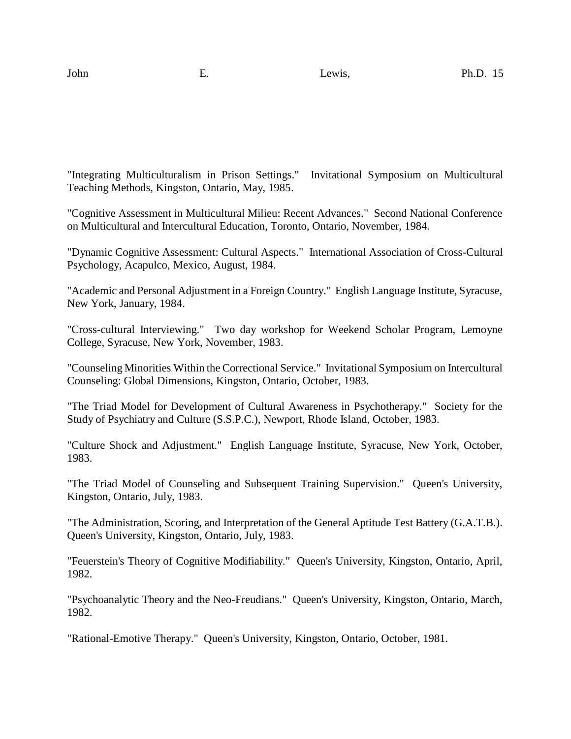"Integrating Multiculturalism in Prison Settings." Invitational Symposium on Multicultural Teaching Methods, Kingston, Ontario, May, 1985.

"Cognitive Assessment in Multicultural Milieu: Recent Advances." Second National Conference on Multicultural and Intercultural Education, Toronto, Ontario, November, 1984.

"Dynamic Cognitive Assessment: Cultural Aspects." International Association of Cross-Cultural Psychology, Acapulco, Mexico, August, 1984.

"Academic and Personal Adjustment in a Foreign Country." English Language Institute, Syracuse, New York, January, 1984.

"Cross-cultural Interviewing." Two day workshop for Weekend Scholar Program, Lemoyne College, Syracuse, New York, November, 1983.

"Counseling Minorities Within the Correctional Service." Invitational Symposium on Intercultural Counseling: Global Dimensions, Kingston, Ontario, October, 1983.

"The Triad Model for Development of Cultural Awareness in Psychotherapy." Society for the Study of Psychiatry and Culture (S.S.P.C.), Newport, Rhode Island, October, 1983.

"Culture Shock and Adjustment." English Language Institute, Syracuse, New York, October, 1983.

"The Triad Model of Counseling and Subsequent Training Supervision." Queen's University, Kingston, Ontario, July, 1983.

"The Administration, Scoring, and Interpretation of the General Aptitude Test Battery (G.A.T.B.). Queen's University, Kingston, Ontario, July, 1983.

"Feuerstein's Theory of Cognitive Modifiability." Queen's University, Kingston, Ontario, April, 1982.

"Psychoanalytic Theory and the Neo-Freudians." Queen's University, Kingston, Ontario, March, 1982.

"Rational-Emotive Therapy." Queen's University, Kingston, Ontario, October, 1981.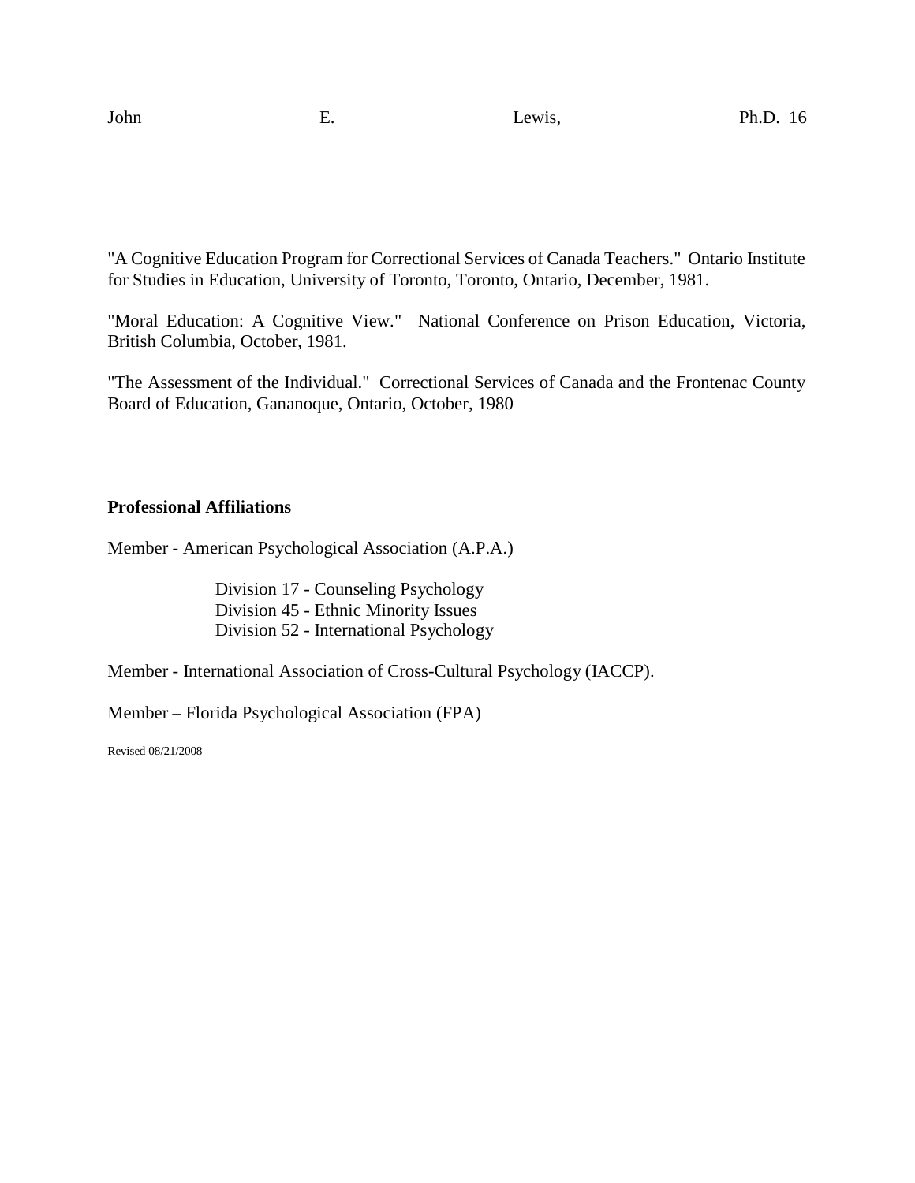"A Cognitive Education Program for Correctional Services of Canada Teachers." Ontario Institute for Studies in Education, University of Toronto, Toronto, Ontario, December, 1981.

"Moral Education: A Cognitive View." National Conference on Prison Education, Victoria, British Columbia, October, 1981.

"The Assessment of the Individual." Correctional Services of Canada and the Frontenac County Board of Education, Gananoque, Ontario, October, 1980

**Professional Affiliations**

Member - American Psychological Association (A.P.A.)

Division 17 - Counseling Psychology
Division 45 - Ethnic Minority Issues
Division 52 - International Psychology

Member - International Association of Cross-Cultural Psychology (IACCP).

Member – Florida Psychological Association (FPA)

Revised 08/21/2008